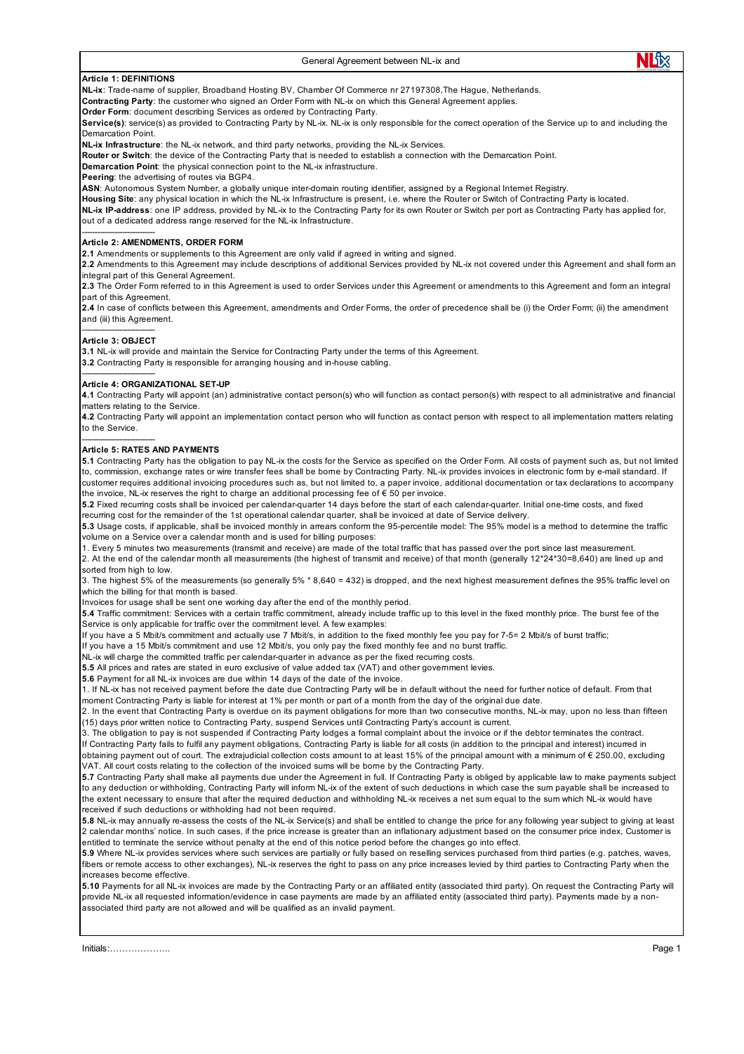General Agreement between NL-ix and

**Article 1: DEFINITIONS**

**NL-ix**: Trade-name of supplier, Broadband Hosting BV, Chamber Of Commerce nr 27197308,The Hague, Netherlands.
**Contracting Party**: the customer who signed an Order Form with NL-ix on which this General Agreement applies.
**Order Form**: document describing Services as ordered by Contracting Party.
**Service(s)**: service(s) as provided to Contracting Party by NL-ix. NL-ix is only responsible for the correct operation of the Service up to and including the Demarcation Point.
**NL-ix Infrastructure**: the NL-ix network, and third party networks, providing the NL-ix Services.
**Router or Switch**: the device of the Contracting Party that is needed to establish a connection with the Demarcation Point.
**Demarcation Point**: the physical connection point to the NL-ix infrastructure.
**Peering**: the advertising of routes via BGP4.
**ASN**: Autonomous System Number, a globally unique inter-domain routing identifier, assigned by a Regional Internet Registry.
**Housing Site**: any physical location in which the NL-ix Infrastructure is present, i.e. where the Router or Switch of Contracting Party is located.
**NL-ix IP-address**: one IP address, provided by NL-ix to the Contracting Party for its own Router or Switch per port as Contracting Party has applied for, out of a dedicated address range reserved for the NL-ix Infrastructure.

---

**Article 2: AMENDMENTS, ORDER FORM**

**2.1** Amendments or supplements to this Agreement are only valid if agreed in writing and signed.
**2.2** Amendments to this Agreement may include descriptions of additional Services provided by NL-ix not covered under this Agreement and shall form an integral part of this General Agreement.
**2.3** The Order Form referred to in this Agreement is used to order Services under this Agreement or amendments to this Agreement and form an integral part of this Agreement.
**2.4** In case of conflicts between this Agreement, amendments and Order Forms, the order of precedence shall be (i) the Order Form; (ii) the amendment and (iii) this Agreement.

---

**Article 3: OBJECT**

**3.1** NL-ix will provide and maintain the Service for Contracting Party under the terms of this Agreement.
**3.2** Contracting Party is responsible for arranging housing and in-house cabling.

---

**Article 4: ORGANIZATIONAL SET-UP**

**4.1** Contracting Party will appoint (an) administrative contact person(s) who will function as contact person(s) with respect to all administrative and financial matters relating to the Service.
**4.2** Contracting Party will appoint an implementation contact person who will function as contact person with respect to all implementation matters relating to the Service.

---

**Article 5: RATES AND PAYMENTS**

**5.1** Contracting Party has the obligation to pay NL-ix the costs for the Service as specified on the Order Form. All costs of payment such as, but not limited to, commission, exchange rates or wire transfer fees shall be borne by Contracting Party. NL-ix provides invoices in electronic form by e-mail standard. If customer requires additional invoicing procedures such as, but not limited to, a paper invoice, additional documentation or tax declarations to accompany the invoice, NL-ix reserves the right to charge an additional processing fee of € 50 per invoice.
**5.2** Fixed recurring costs shall be invoiced per calendar-quarter 14 days before the start of each calendar-quarter. Initial one-time costs, and fixed recurring cost for the remainder of the 1st operational calendar quarter, shall be invoiced at date of Service delivery.
**5.3** Usage costs, if applicable, shall be invoiced monthly in arrears conform the 95-percentile model: The 95% model is a method to determine the traffic volume on a Service over a calendar month and is used for billing purposes:
1. Every 5 minutes two measurements (transmit and receive) are made of the total traffic that has passed over the port since last measurement.
2. At the end of the calendar month all measurements (the highest of transmit and receive) of that month (generally 12*24*30=8,640) are lined up and sorted from high to low.
3. The highest 5% of the measurements (so generally 5% * 8,640 = 432) is dropped, and the next highest measurement defines the 95% traffic level on which the billing for that month is based.

Invoices for usage shall be sent one working day after the end of the monthly period.
**5.4** Traffic commitment: Services with a certain traffic commitment, already include traffic up to this level in the fixed monthly price. The burst fee of the Service is only applicable for traffic over the commitment level. A few examples:
If you have a 5 Mbit/s commitment and actually use 7 Mbit/s, in addition to the fixed monthly fee you pay for 7-5= 2 Mbit/s of burst traffic;
If you have a 15 Mbit/s commitment and use 12 Mbit/s, you only pay the fixed monthly fee and no burst traffic.
NL-ix will charge the committed traffic per calendar-quarter in advance as per the fixed recurring costs.
**5.5** All prices and rates are stated in euro exclusive of value added tax (VAT) and other government levies.
**5.6** Payment for all NL-ix invoices are due within 14 days of the date of the invoice.
1. If NL-ix has not received payment before the due date Contracting Party will be in default without the need for further notice of default. From that moment Contracting Party is liable for interest at 1% per month or part of a month from the day of the original due date.
2. In the event that Contracting Party is overdue on its payment obligations for more than two consecutive months, NL-ix may, upon no less than fifteen (15) days prior written notice to Contracting Party, suspend Services until Contracting Party's account is current.
3. The obligation to pay is not suspended if Contracting Party lodges a formal complaint about the invoice or if the debtor terminates the contract.

If Contracting Party fails to fulfil any payment obligations, Contracting Party is liable for all costs (in addition to the principal and interest) incurred in obtaining payment out of court. The extrajudicial collection costs amount to at least 15% of the principal amount with a minimum of € 250.00, excluding VAT. All court costs relating to the collection of the invoiced sums will be borne by the Contracting Party.
**5.7** Contracting Party shall make all payments due under the Agreement in full. If Contracting Party is obliged by applicable law to make payments subject to any deduction or withholding, Contracting Party will inform NL-ix of the extent of such deductions in which case the sum payable shall be increased to the extent necessary to ensure that after the required deduction and withholding NL-ix receives a net sum equal to the sum which NL-ix would have received if such deductions or withholding had not been required.
**5.8** NL-ix may annually re-assess the costs of the NL-ix Service(s) and shall be entitled to change the price for any following year subject to giving at least 2 calendar months' notice. In such cases, if the price increase is greater than an inflationary adjustment based on the consumer price index, Customer is entitled to terminate the service without penalty at the end of this notice period before the changes go into effect.
**5.9** Where NL-ix provides services where such services are partially or fully based on reselling services purchased from third parties (e.g. patches, waves, fibers or remote access to other exchanges), NL-ix reserves the right to pass on any price increases levied by third parties to Contracting Party when the increases become effective.
**5.10** Payments for all NL-ix invoices are made by the Contracting Party or an affiliated entity (associated third party). On request the Contracting Party will provide NL-ix all requested information/evidence in case payments are made by an affiliated entity (associated third party). Payments made by a non-associated third party are not allowed and will be qualified as an invalid payment.

Initials:………………..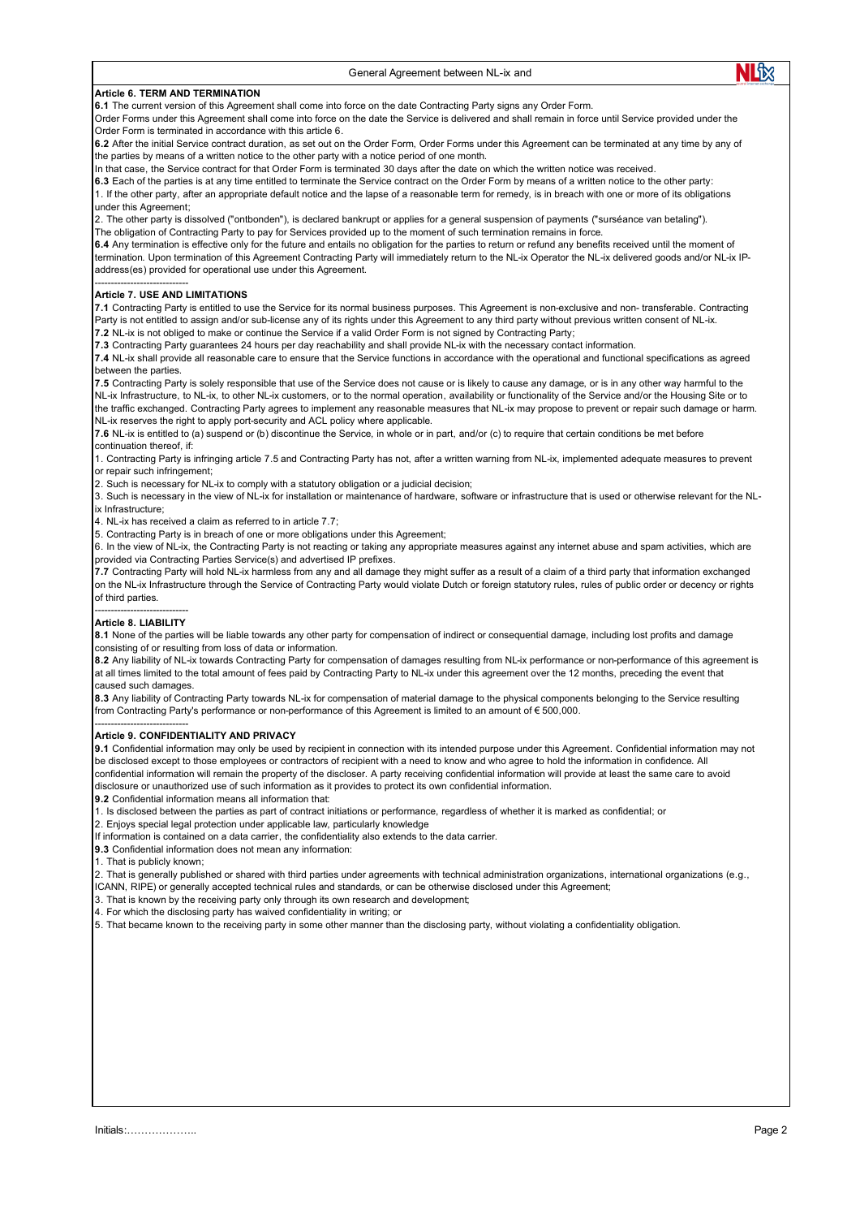### Article 6. TERM AND TERMINATION

**6.1** The current version of this Agreement shall come into force on the date Contracting Party signs any Order Form.

Order Forms under this Agreement shall come into force on the date the Service is delivered and shall remain in force until Service provided under the Order Form is terminated in accordance with this article 6.

**6.2** After the initial Service contract duration, as set out on the Order Form, Order Forms under this Agreement can be terminated at any time by any of the parties by means of a written notice to the other party with a notice period of one month.

In that case, the Service contract for that Order Form is terminated 30 days after the date on which the written notice was received.

**6.3** Each of the parties is at any time entitled to terminate the Service contract on the Order Form by means of a written notice to the other party:

1. If the other party, after an appropriate default notice and the lapse of a reasonable term for remedy, is in breach with one or more of its obligations under this Agreement;
2. The other party is dissolved ("ontbonden"), is declared bankrupt or applies for a general suspension of payments ("surséance van betaling").

The obligation of Contracting Party to pay for Services provided up to the moment of such termination remains in force.

**6.4** Any termination is effective only for the future and entails no obligation for the parties to return or refund any benefits received until the moment of termination. Upon termination of this Agreement Contracting Party will immediately return to the NL-ix Operator the NL-ix delivered goods and/or NL-ix IP-address(es) provided for operational use under this Agreement.

-----------------------------

### Article 7. USE AND LIMITATIONS

**7.1** Contracting Party is entitled to use the Service for its normal business purposes. This Agreement is non-exclusive and non- transferable. Contracting Party is not entitled to assign and/or sub-license any of its rights under this Agreement to any third party without previous written consent of NL-ix.

**7.2** NL-ix is not obliged to make or continue the Service if a valid Order Form is not signed by Contracting Party;

**7.3** Contracting Party guarantees 24 hours per day reachability and shall provide NL-ix with the necessary contact information.

**7.4** NL-ix shall provide all reasonable care to ensure that the Service functions in accordance with the operational and functional specifications as agreed between the parties.

**7.5** Contracting Party is solely responsible that use of the Service does not cause or is likely to cause any damage, or is in any other way harmful to the NL-ix Infrastructure, to NL-ix, to other NL-ix customers, or to the normal operation, availability or functionality of the Service and/or the Housing Site or to the traffic exchanged. Contracting Party agrees to implement any reasonable measures that NL-ix may propose to prevent or repair such damage or harm. NL-ix reserves the right to apply port-security and ACL policy where applicable.

**7.6** NL-ix is entitled to (a) suspend or (b) discontinue the Service, in whole or in part, and/or (c) to require that certain conditions be met before continuation thereof, if:

1. Contracting Party is infringing article 7.5 and Contracting Party has not, after a written warning from NL-ix, implemented adequate measures to prevent or repair such infringement;
2. Such is necessary for NL-ix to comply with a statutory obligation or a judicial decision;
3. Such is necessary in the view of NL-ix for installation or maintenance of hardware, software or infrastructure that is used or otherwise relevant for the NL-ix Infrastructure;
4. NL-ix has received a claim as referred to in article 7.7;
5. Contracting Party is in breach of one or more obligations under this Agreement;
6. In the view of NL-ix, the Contracting Party is not reacting or taking any appropriate measures against any internet abuse and spam activities, which are provided via Contracting Parties Service(s) and advertised IP prefixes.

**7.7** Contracting Party will hold NL-ix harmless from any and all damage they might suffer as a result of a claim of a third party that information exchanged on the NL-ix Infrastructure through the Service of Contracting Party would violate Dutch or foreign statutory rules, rules of public order or decency or rights of third parties.

-----------------------------

### Article 8. LIABILITY

**8.1** None of the parties will be liable towards any other party for compensation of indirect or consequential damage, including lost profits and damage consisting of or resulting from loss of data or information.

**8.2** Any liability of NL-ix towards Contracting Party for compensation of damages resulting from NL-ix performance or non-performance of this agreement is at all times limited to the total amount of fees paid by Contracting Party to NL-ix under this agreement over the 12 months, preceding the event that caused such damages.

**8.3** Any liability of Contracting Party towards NL-ix for compensation of material damage to the physical components belonging to the Service resulting from Contracting Party's performance or non-performance of this Agreement is limited to an amount of € 500,000.

-----------------------------

### Article 9. CONFIDENTIALITY AND PRIVACY

**9.1** Confidential information may only be used by recipient in connection with its intended purpose under this Agreement. Confidential information may not be disclosed except to those employees or contractors of recipient with a need to know and who agree to hold the information in confidence. All confidential information will remain the property of the discloser. A party receiving confidential information will provide at least the same care to avoid disclosure or unauthorized use of such information as it provides to protect its own confidential information.

**9.2** Confidential information means all information that:

1. Is disclosed between the parties as part of contract initiations or performance, regardless of whether it is marked as confidential; or
2. Enjoys special legal protection under applicable law, particularly knowledge

If information is contained on a data carrier, the confidentiality also extends to the data carrier.

**9.3** Confidential information does not mean any information:

1. That is publicly known;
2. That is generally published or shared with third parties under agreements with technical administration organizations, international organizations (e.g., ICANN, RIPE) or generally accepted technical rules and standards, or can be otherwise disclosed under this Agreement;
3. That is known by the receiving party only through its own research and development;
4. For which the disclosing party has waived confidentiality in writing; or
5. That became known to the receiving party in some other manner than the disclosing party, without violating a confidentiality obligation.

Initials:………………..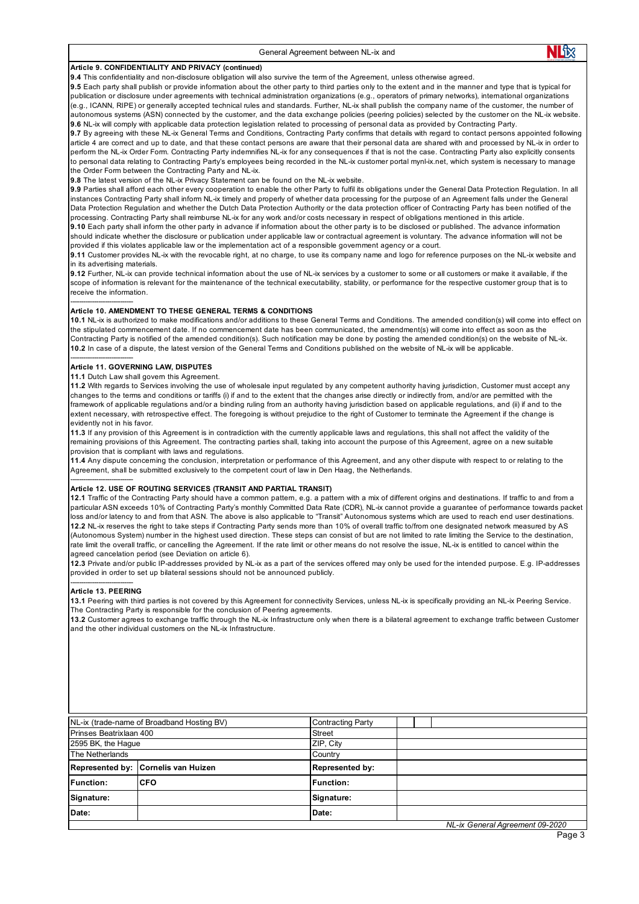### Article 9. CONFIDENTIALITY AND PRIVACY (continued)

**9.4** This confidentiality and non-disclosure obligation will also survive the term of the Agreement, unless otherwise agreed.

**9.5** Each party shall publish or provide information about the other party to third parties only to the extent and in the manner and type that is typical for publication or disclosure under agreements with technical administration organizations (e.g., operators of primary networks), international organizations (e.g., ICANN, RIPE) or generally accepted technical rules and standards. Further, NL-ix shall publish the company name of the customer, the number of autonomous systems (ASN) connected by the customer, and the data exchange policies (peering policies) selected by the customer on the NL-ix website.

**9.6** NL-ix will comply with applicable data protection legislation related to processing of personal data as provided by Contracting Party.

**9.7** By agreeing with these NL-ix General Terms and Conditions, Contracting Party confirms that details with regard to contact persons appointed following article 4 are correct and up to date, and that these contact persons are aware that their personal data are shared with and processed by NL-ix in order to perform the NL-ix Order Form. Contracting Party indemnifies NL-ix for any consequences if that is not the case. Contracting Party also explicitly consents to personal data relating to Contracting Party's employees being recorded in the NL-ix customer portal mynl-ix.net, which system is necessary to manage the Order Form between the Contracting Party and NL-ix.

**9.8** The latest version of the NL-ix Privacy Statement can be found on the NL-ix website.

**9.9** Parties shall afford each other every cooperation to enable the other Party to fulfil its obligations under the General Data Protection Regulation. In all instances Contracting Party shall inform NL-ix timely and properly of whether data processing for the purpose of an Agreement falls under the General Data Protection Regulation and whether the Dutch Data Protection Authority or the data protection officer of Contracting Party has been notified of the processing. Contracting Party shall reimburse NL-ix for any work and/or costs necessary in respect of obligations mentioned in this article.

**9.10** Each party shall inform the other party in advance if information about the other party is to be disclosed or published. The advance information should indicate whether the disclosure or publication under applicable law or contractual agreement is voluntary. The advance information will not be provided if this violates applicable law or the implementation act of a responsible government agency or a court.

**9.11** Customer provides NL-ix with the revocable right, at no charge, to use its company name and logo for reference purposes on the NL-ix website and in its advertising materials.

**9.12** Further, NL-ix can provide technical information about the use of NL-ix services by a customer to some or all customers or make it available, if the scope of information is relevant for the maintenance of the technical executability, stability, or performance for the respective customer group that is to receive the information.

---

### Article 10. AMENDMENT TO THESE GENERAL TERMS & CONDITIONS

**10.1** NL-ix is authorized to make modifications and/or additions to these General Terms and Conditions. The amended condition(s) will come into effect on the stipulated commencement date. If no commencement date has been communicated, the amendment(s) will come into effect as soon as the Contracting Party is notified of the amended condition(s). Such notification may be done by posting the amended condition(s) on the website of NL-ix.

**10.2** In case of a dispute, the latest version of the General Terms and Conditions published on the website of NL-ix will be applicable.

---

### Article 11. GOVERNING LAW, DISPUTES

**11.1** Dutch Law shall govern this Agreement.

**11.2** With regards to Services involving the use of wholesale input regulated by any competent authority having jurisdiction, Customer must accept any changes to the terms and conditions or tariffs (i) if and to the extent that the changes arise directly or indirectly from, and/or are permitted with the framework of applicable regulations and/or a binding ruling from an authority having jurisdiction based on applicable regulations, and (ii) if and to the extent necessary, with retrospective effect. The foregoing is without prejudice to the right of Customer to terminate the Agreement if the change is evidently not in his favor.

**11.3** If any provision of this Agreement is in contradiction with the currently applicable laws and regulations, this shall not affect the validity of the remaining provisions of this Agreement. The contracting parties shall, taking into account the purpose of this Agreement, agree on a new suitable provision that is compliant with laws and regulations.

**11.4** Any dispute concerning the conclusion, interpretation or performance of this Agreement, and any other dispute with respect to or relating to the Agreement, shall be submitted exclusively to the competent court of law in Den Haag, the Netherlands.

---

### Article 12. USE OF ROUTING SERVICES (TRANSIT AND PARTIAL TRANSIT)

**12.1** Traffic of the Contracting Party should have a common pattern, e.g. a pattern with a mix of different origins and destinations. If traffic to and from a particular ASN exceeds 10% of Contracting Party's monthly Committed Data Rate (CDR), NL-ix cannot provide a guarantee of performance towards packet loss and/or latency to and from that ASN. The above is also applicable to "Transit" Autonomous systems which are used to reach end user destinations.

**12.2** NL-ix reserves the right to take steps if Contracting Party sends more than 10% of overall traffic to/from one designated network measured by AS (Autonomous System) number in the highest used direction. These steps can consist of but are not limited to rate limiting the Service to the destination, rate limit the overall traffic, or cancelling the Agreement. If the rate limit or other means do not resolve the issue, NL-ix is entitled to cancel within the agreed cancelation period (see Deviation on article 6).

**12.3** Private and/or public IP-addresses provided by NL-ix as a part of the services offered may only be used for the intended purpose. E.g. IP-addresses provided in order to set up bilateral sessions should not be announced publicly.

---

### Article 13. PEERING

**13.1** Peering with third parties is not covered by this Agreement for connectivity Services, unless NL-ix is specifically providing an NL-ix Peering Service. The Contracting Party is responsible for the conclusion of Peering agreements.

**13.2** Customer agrees to exchange traffic through the NL-ix Infrastructure only when there is a bilateral agreement to exchange traffic between Customer and the other individual customers on the NL-ix Infrastructure.

| | | | |
|---|---|---|---|
| NL-ix (trade-name of Broadband Hosting BV) | | Contracting Party | |
| Prinses Beatrixlaan 400 | | Street | |
| 2595 BK, the Hague | | ZIP, City | |
| The Netherlands | | Country | |
| **Represented by:** | **Cornelis van Huizen** | **Represented by:** | |
| **Function:** | **CFO** | **Function:** | |
| **Signature:** | | **Signature:** | |
| **Date:** | | **Date:** | |

*NL-ix General Agreement 09-2020*